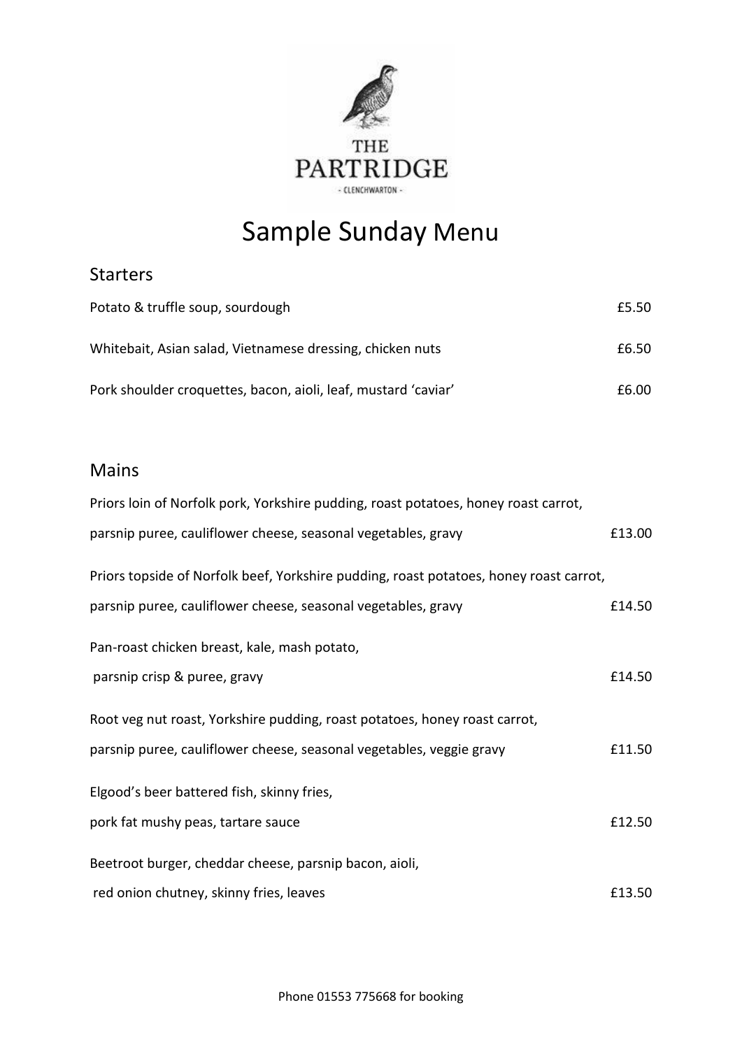THE PARTRIDGE

- CLENCHWARTON -

# Sample Sunday Menu

## Starters

Potato & truffle soup, sourdough — £5.50

Whitebait, Asian salad, Vietnamese dressing, chicken nuts — £6.50

Pork shoulder croquettes, bacon, aioli, leaf, mustard 'caviar' — £6.00

## Mains

Priors loin of Norfolk pork, Yorkshire pudding, roast potatoes, honey roast carrot, parsnip puree, cauliflower cheese, seasonal vegetables, gravy — £13.00

Priors topside of Norfolk beef, Yorkshire pudding, roast potatoes, honey roast carrot, parsnip puree, cauliflower cheese, seasonal vegetables, gravy — £14.50

Pan-roast chicken breast, kale, mash potato, parsnip crisp & puree, gravy — £14.50

Root veg nut roast, Yorkshire pudding, roast potatoes, honey roast carrot, parsnip puree, cauliflower cheese, seasonal vegetables, veggie gravy — £11.50

Elgood's beer battered fish, skinny fries, pork fat mushy peas, tartare sauce — £12.50

Beetroot burger, cheddar cheese, parsnip bacon, aioli, red onion chutney, skinny fries, leaves — £13.50

Phone 01553 775668 for booking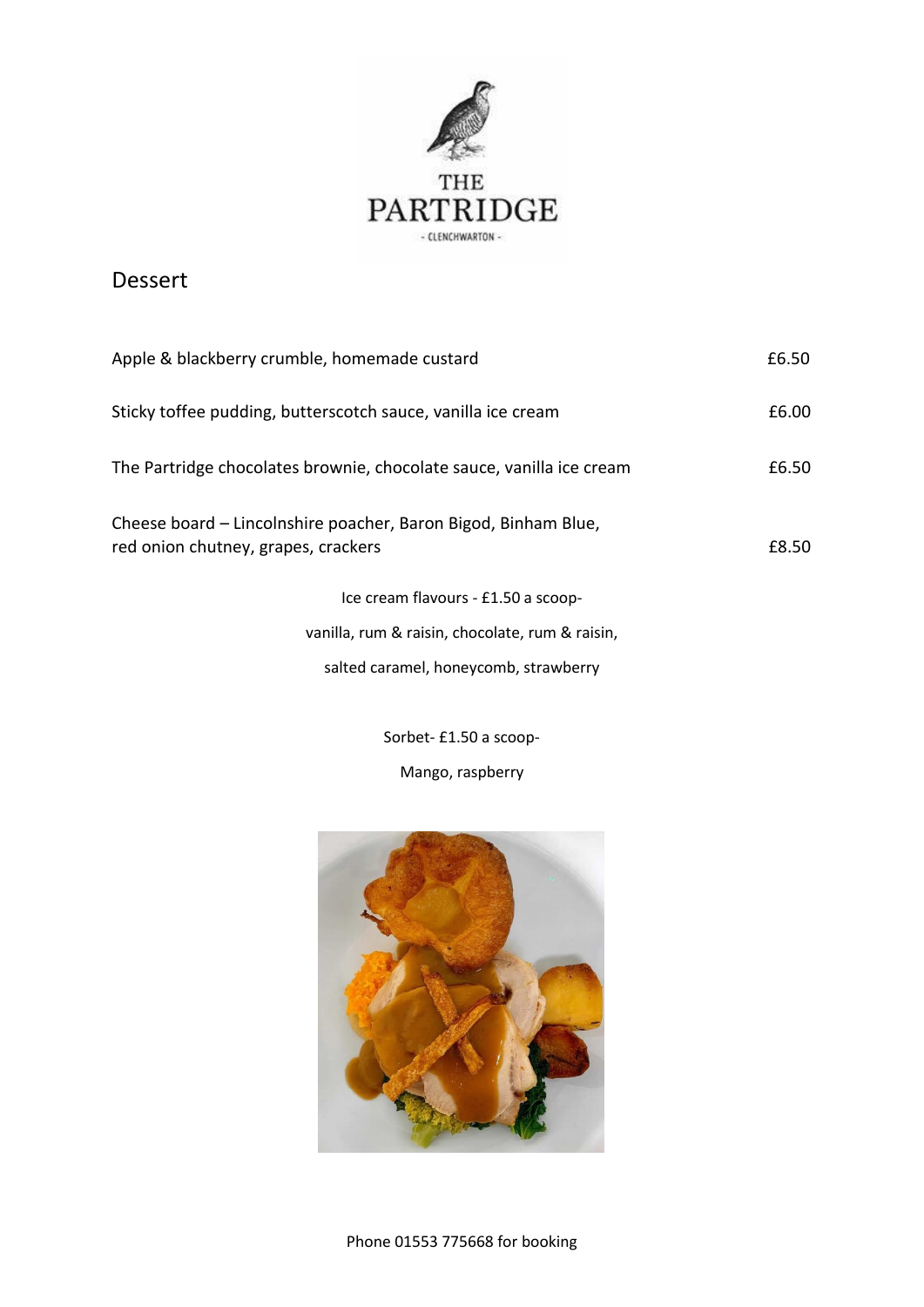THE PARTRIDGE

- CLENCHWARTON -

## Dessert

| | |
|---|---|
| Apple & blackberry crumble, homemade custard | £6.50 |
| Sticky toffee pudding, butterscotch sauce, vanilla ice cream | £6.00 |
| The Partridge chocolates brownie, chocolate sauce, vanilla ice cream | £6.50 |
| Cheese board – Lincolnshire poacher, Baron Bigod, Binham Blue, red onion chutney, grapes, crackers | £8.50 |

Ice cream flavours - £1.50 a scoop-

vanilla, rum & raisin, chocolate, rum & raisin,

salted caramel, honeycomb, strawberry

Sorbet- £1.50 a scoop-

Mango, raspberry

Phone 01553 775668 for booking